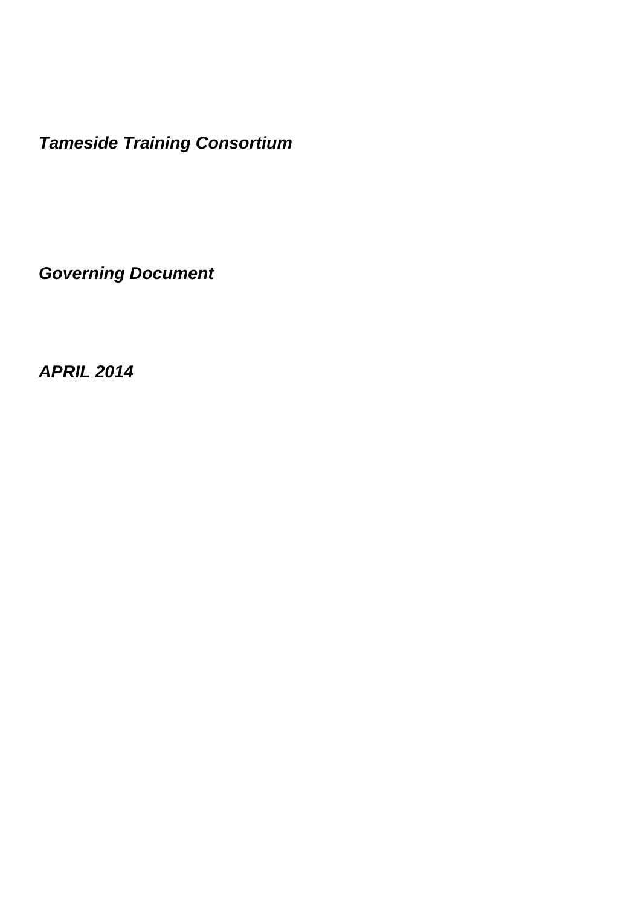***Tameside Training Consortium***

***Governing Document***

***APRIL 2014***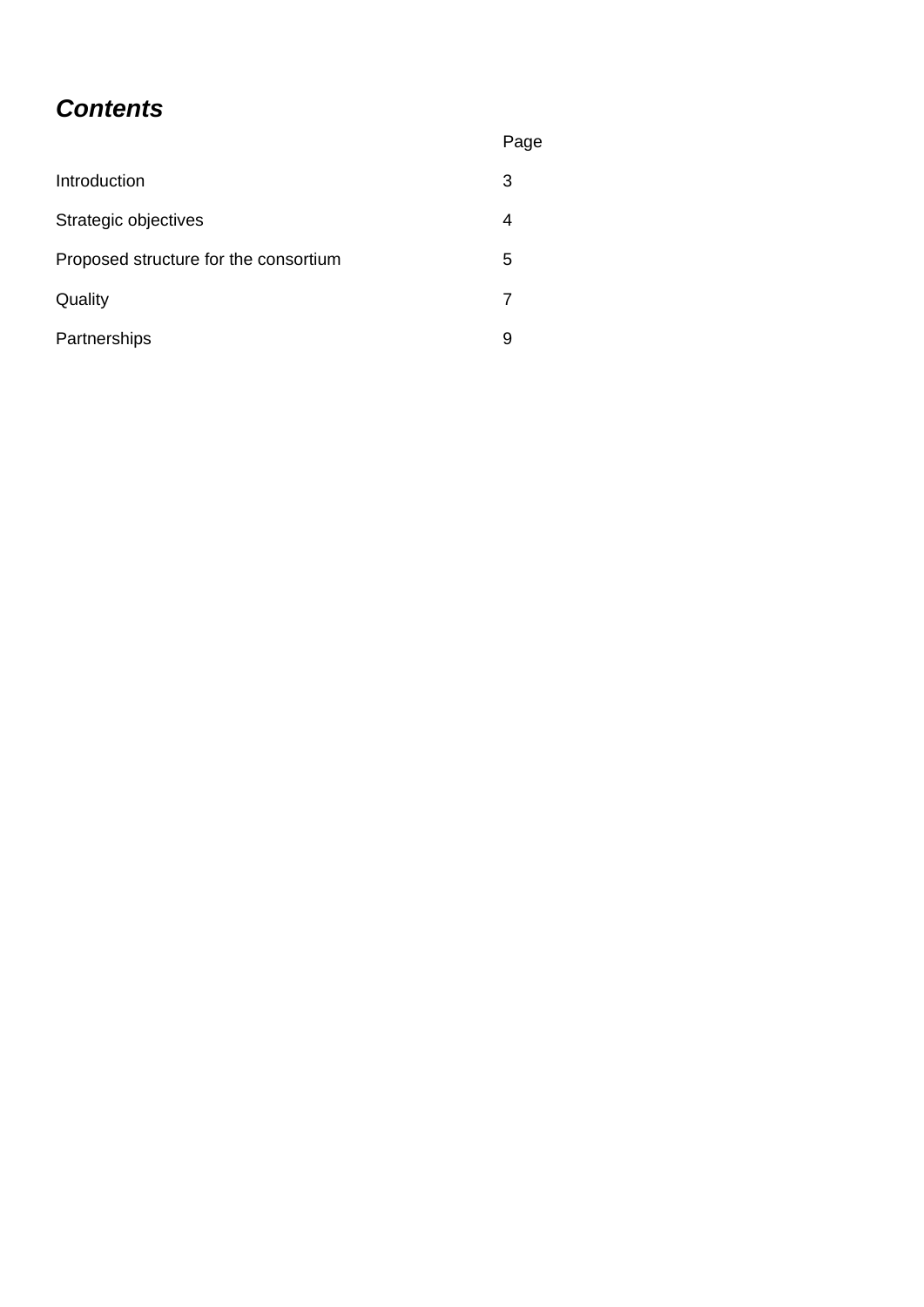## ***Contents***

| | Page |
|---|---|
| Introduction | 3 |
| Strategic objectives | 4 |
| Proposed structure for the consortium | 5 |
| Quality | 7 |
| Partnerships | 9 |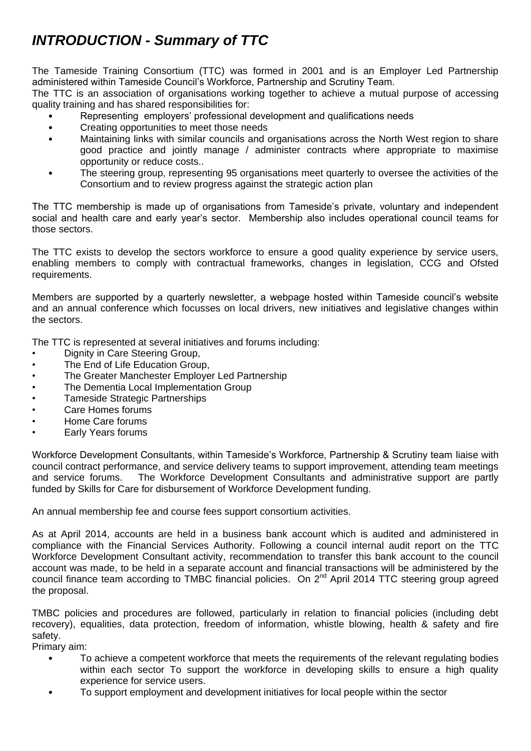# *INTRODUCTION - Summary of TTC*

The Tameside Training Consortium (TTC) was formed in 2001 and is an Employer Led Partnership administered within Tameside Council's Workforce, Partnership and Scrutiny Team.

The TTC is an association of organisations working together to achieve a mutual purpose of accessing quality training and has shared responsibilities for:

- Representing employers' professional development and qualifications needs
- Creating opportunities to meet those needs
- Maintaining links with similar councils and organisations across the North West region to share good practice and jointly manage / administer contracts where appropriate to maximise opportunity or reduce costs..
- The steering group, representing 95 organisations meet quarterly to oversee the activities of the Consortium and to review progress against the strategic action plan

The TTC membership is made up of organisations from Tameside's private, voluntary and independent social and health care and early year's sector. Membership also includes operational council teams for those sectors.

The TTC exists to develop the sectors workforce to ensure a good quality experience by service users, enabling members to comply with contractual frameworks, changes in legislation, CCG and Ofsted requirements.

Members are supported by a quarterly newsletter, a webpage hosted within Tameside council's website and an annual conference which focusses on local drivers, new initiatives and legislative changes within the sectors.

The TTC is represented at several initiatives and forums including:

- Dignity in Care Steering Group,
- The End of Life Education Group,
- The Greater Manchester Employer Led Partnership
- The Dementia Local Implementation Group
- Tameside Strategic Partnerships
- Care Homes forums
- Home Care forums
- Early Years forums

Workforce Development Consultants, within Tameside's Workforce, Partnership & Scrutiny team liaise with council contract performance, and service delivery teams to support improvement, attending team meetings and service forums. The Workforce Development Consultants and administrative support are partly funded by Skills for Care for disbursement of Workforce Development funding.

An annual membership fee and course fees support consortium activities.

As at April 2014, accounts are held in a business bank account which is audited and administered in compliance with the Financial Services Authority. Following a council internal audit report on the TTC Workforce Development Consultant activity, recommendation to transfer this bank account to the council account was made, to be held in a separate account and financial transactions will be administered by the council finance team according to TMBC financial policies. On 2nd April 2014 TTC steering group agreed the proposal.

TMBC policies and procedures are followed, particularly in relation to financial policies (including debt recovery), equalities, data protection, freedom of information, whistle blowing, health & safety and fire safety.

Primary aim:

- To achieve a competent workforce that meets the requirements of the relevant regulating bodies within each sector To support the workforce in developing skills to ensure a high quality experience for service users.
- To support employment and development initiatives for local people within the sector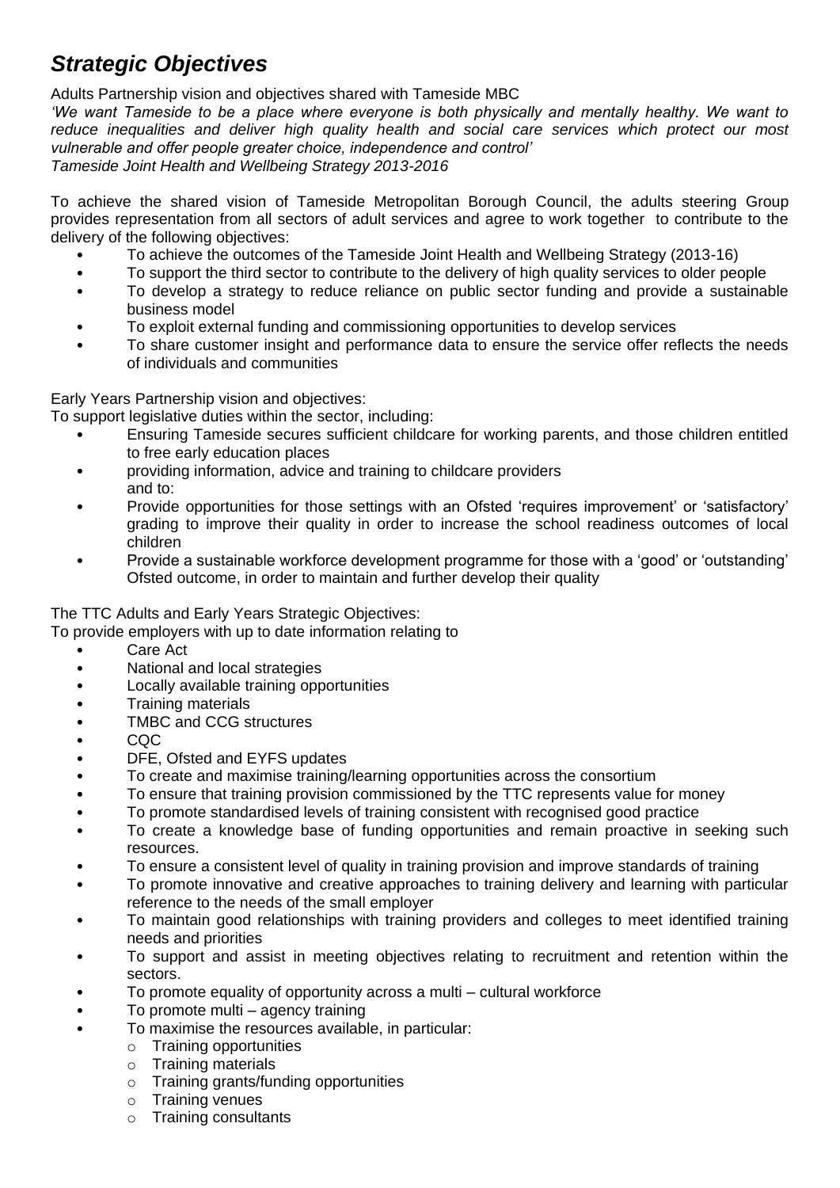# *Strategic Objectives*

Adults Partnership vision and objectives shared with Tameside MBC

*'We want Tameside to be a place where everyone is both physically and mentally healthy. We want to reduce inequalities and deliver high quality health and social care services which protect our most vulnerable and offer people greater choice, independence and control'*
*Tameside Joint Health and Wellbeing Strategy 2013-2016*

To achieve the shared vision of Tameside Metropolitan Borough Council, the adults steering Group provides representation from all sectors of adult services and agree to work together to contribute to the delivery of the following objectives:

- To achieve the outcomes of the Tameside Joint Health and Wellbeing Strategy (2013-16)
- To support the third sector to contribute to the delivery of high quality services to older people
- To develop a strategy to reduce reliance on public sector funding and provide a sustainable business model
- To exploit external funding and commissioning opportunities to develop services
- To share customer insight and performance data to ensure the service offer reflects the needs of individuals and communities

Early Years Partnership vision and objectives:
To support legislative duties within the sector, including:

- Ensuring Tameside secures sufficient childcare for working parents, and those children entitled to free early education places
- providing information, advice and training to childcare providers
  and to:
- Provide opportunities for those settings with an Ofsted 'requires improvement' or 'satisfactory' grading to improve their quality in order to increase the school readiness outcomes of local children
- Provide a sustainable workforce development programme for those with a 'good' or 'outstanding' Ofsted outcome, in order to maintain and further develop their quality

The TTC Adults and Early Years Strategic Objectives:
To provide employers with up to date information relating to

- Care Act
- National and local strategies
- Locally available training opportunities
- Training materials
- TMBC and CCG structures
- CQC
- DFE, Ofsted and EYFS updates
- To create and maximise training/learning opportunities across the consortium
- To ensure that training provision commissioned by the TTC represents value for money
- To promote standardised levels of training consistent with recognised good practice
- To create a knowledge base of funding opportunities and remain proactive in seeking such resources.
- To ensure a consistent level of quality in training provision and improve standards of training
- To promote innovative and creative approaches to training delivery and learning with particular reference to the needs of the small employer
- To maintain good relationships with training providers and colleges to meet identified training needs and priorities
- To support and assist in meeting objectives relating to recruitment and retention within the sectors.
- To promote equality of opportunity across a multi – cultural workforce
- To promote multi – agency training
- To maximise the resources available, in particular:
  - Training opportunities
  - Training materials
  - Training grants/funding opportunities
  - Training venues
  - Training consultants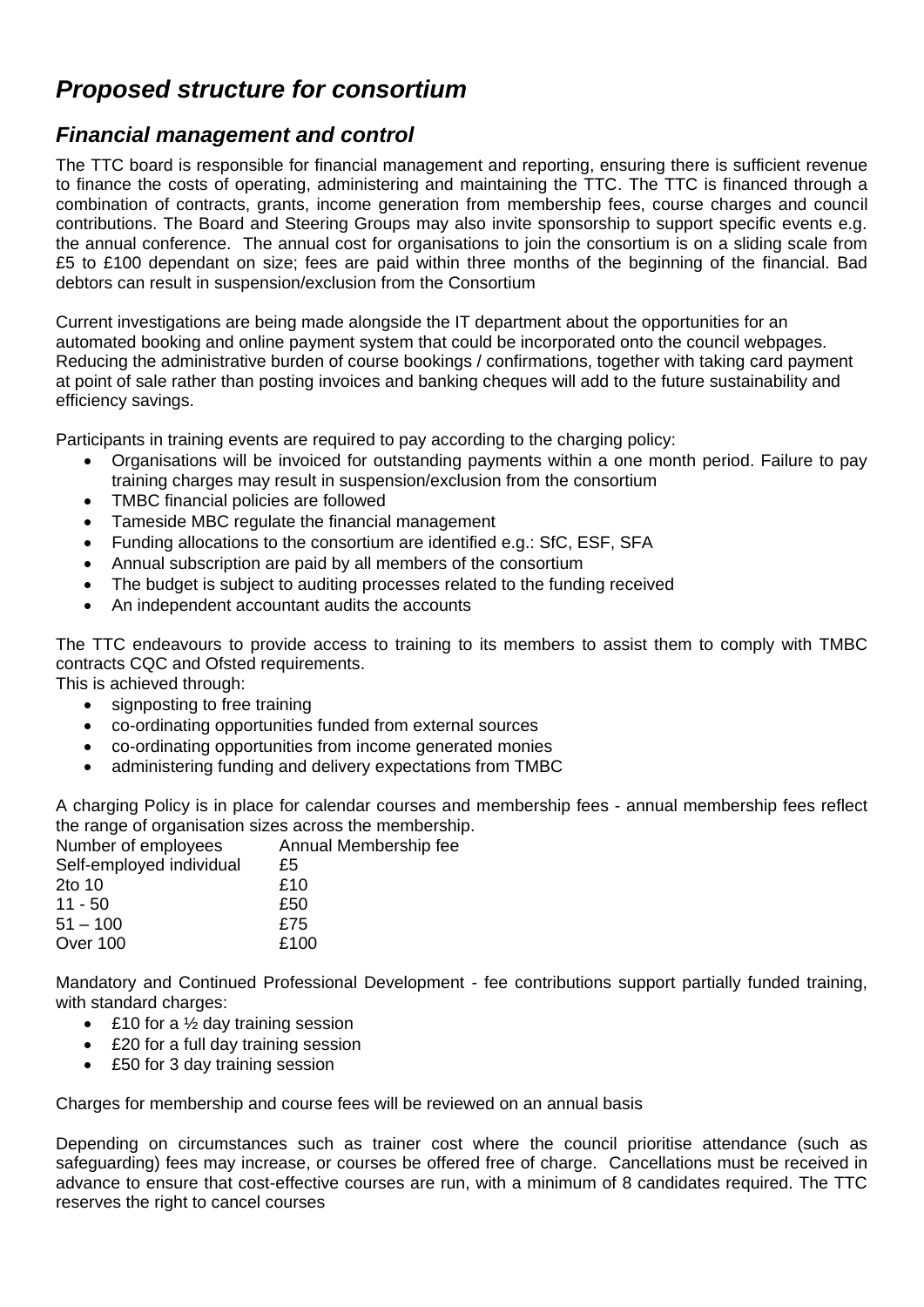# *Proposed structure for consortium*

## *Financial management and control*

The TTC board is responsible for financial management and reporting, ensuring there is sufficient revenue to finance the costs of operating, administering and maintaining the TTC. The TTC is financed through a combination of contracts, grants, income generation from membership fees, course charges and council contributions. The Board and Steering Groups may also invite sponsorship to support specific events e.g. the annual conference. The annual cost for organisations to join the consortium is on a sliding scale from £5 to £100 dependant on size; fees are paid within three months of the beginning of the financial. Bad debtors can result in suspension/exclusion from the Consortium

Current investigations are being made alongside the IT department about the opportunities for an automated booking and online payment system that could be incorporated onto the council webpages. Reducing the administrative burden of course bookings / confirmations, together with taking card payment at point of sale rather than posting invoices and banking cheques will add to the future sustainability and efficiency savings.

Participants in training events are required to pay according to the charging policy:

- Organisations will be invoiced for outstanding payments within a one month period. Failure to pay training charges may result in suspension/exclusion from the consortium
- TMBC financial policies are followed
- Tameside MBC regulate the financial management
- Funding allocations to the consortium are identified e.g.: SfC, ESF, SFA
- Annual subscription are paid by all members of the consortium
- The budget is subject to auditing processes related to the funding received
- An independent accountant audits the accounts

The TTC endeavours to provide access to training to its members to assist them to comply with TMBC contracts CQC and Ofsted requirements.
This is achieved through:

- signposting to free training
- co-ordinating opportunities funded from external sources
- co-ordinating opportunities from income generated monies
- administering funding and delivery expectations from TMBC

A charging Policy is in place for calendar courses and membership fees - annual membership fees reflect the range of organisation sizes across the membership.

| Number of employees | Annual Membership fee |
|---|---|
| Self-employed individual | £5 |
| 2to 10 | £10 |
| 11 - 50 | £50 |
| 51 – 100 | £75 |
| Over 100 | £100 |

Mandatory and Continued Professional Development - fee contributions support partially funded training, with standard charges:

- £10 for a ½ day training session
- £20 for a full day training session
- £50 for 3 day training session

Charges for membership and course fees will be reviewed on an annual basis

Depending on circumstances such as trainer cost where the council prioritise attendance (such as safeguarding) fees may increase, or courses be offered free of charge. Cancellations must be received in advance to ensure that cost-effective courses are run, with a minimum of 8 candidates required. The TTC reserves the right to cancel courses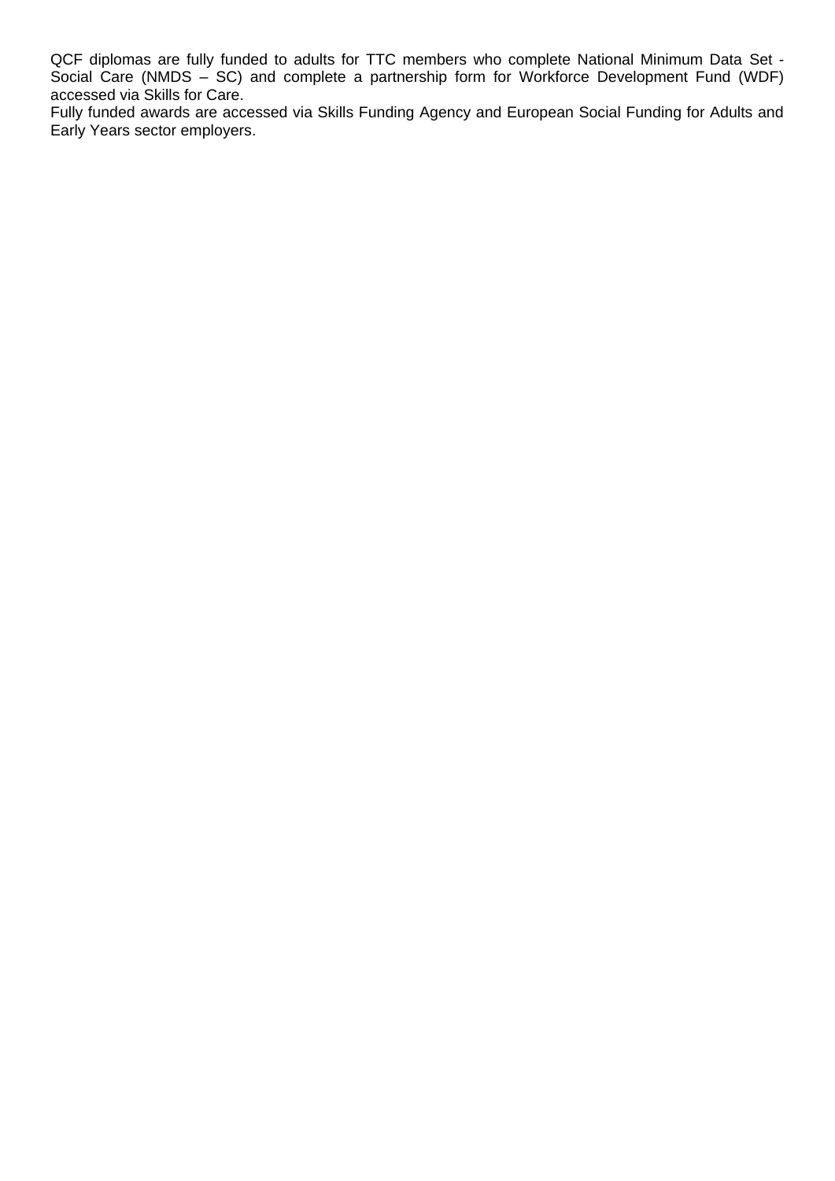QCF diplomas are fully funded to adults for TTC members who complete National Minimum Data Set - Social Care (NMDS – SC) and complete a partnership form for Workforce Development Fund (WDF) accessed via Skills for Care.

Fully funded awards are accessed via Skills Funding Agency and European Social Funding for Adults and Early Years sector employers.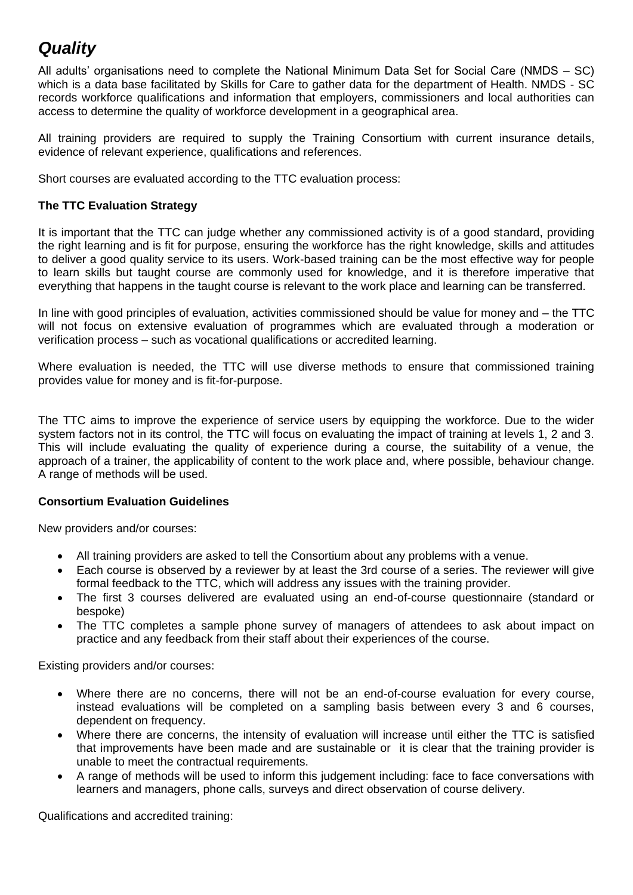# *Quality*

All adults' organisations need to complete the National Minimum Data Set for Social Care (NMDS – SC) which is a data base facilitated by Skills for Care to gather data for the department of Health. NMDS - SC records workforce qualifications and information that employers, commissioners and local authorities can access to determine the quality of workforce development in a geographical area.

All training providers are required to supply the Training Consortium with current insurance details, evidence of relevant experience, qualifications and references.

Short courses are evaluated according to the TTC evaluation process:

**The TTC Evaluation Strategy**

It is important that the TTC can judge whether any commissioned activity is of a good standard, providing the right learning and is fit for purpose, ensuring the workforce has the right knowledge, skills and attitudes to deliver a good quality service to its users. Work-based training can be the most effective way for people to learn skills but taught course are commonly used for knowledge, and it is therefore imperative that everything that happens in the taught course is relevant to the work place and learning can be transferred.

In line with good principles of evaluation, activities commissioned should be value for money and – the TTC will not focus on extensive evaluation of programmes which are evaluated through a moderation or verification process – such as vocational qualifications or accredited learning.

Where evaluation is needed, the TTC will use diverse methods to ensure that commissioned training provides value for money and is fit-for-purpose.

The TTC aims to improve the experience of service users by equipping the workforce. Due to the wider system factors not in its control, the TTC will focus on evaluating the impact of training at levels 1, 2 and 3. This will include evaluating the quality of experience during a course, the suitability of a venue, the approach of a trainer, the applicability of content to the work place and, where possible, behaviour change. A range of methods will be used.

**Consortium Evaluation Guidelines**

New providers and/or courses:

- All training providers are asked to tell the Consortium about any problems with a venue.
- Each course is observed by a reviewer by at least the 3rd course of a series. The reviewer will give formal feedback to the TTC, which will address any issues with the training provider.
- The first 3 courses delivered are evaluated using an end-of-course questionnaire (standard or bespoke)
- The TTC completes a sample phone survey of managers of attendees to ask about impact on practice and any feedback from their staff about their experiences of the course.

Existing providers and/or courses:

- Where there are no concerns, there will not be an end-of-course evaluation for every course, instead evaluations will be completed on a sampling basis between every 3 and 6 courses, dependent on frequency.
- Where there are concerns, the intensity of evaluation will increase until either the TTC is satisfied that improvements have been made and are sustainable or it is clear that the training provider is unable to meet the contractual requirements.
- A range of methods will be used to inform this judgement including: face to face conversations with learners and managers, phone calls, surveys and direct observation of course delivery.

Qualifications and accredited training: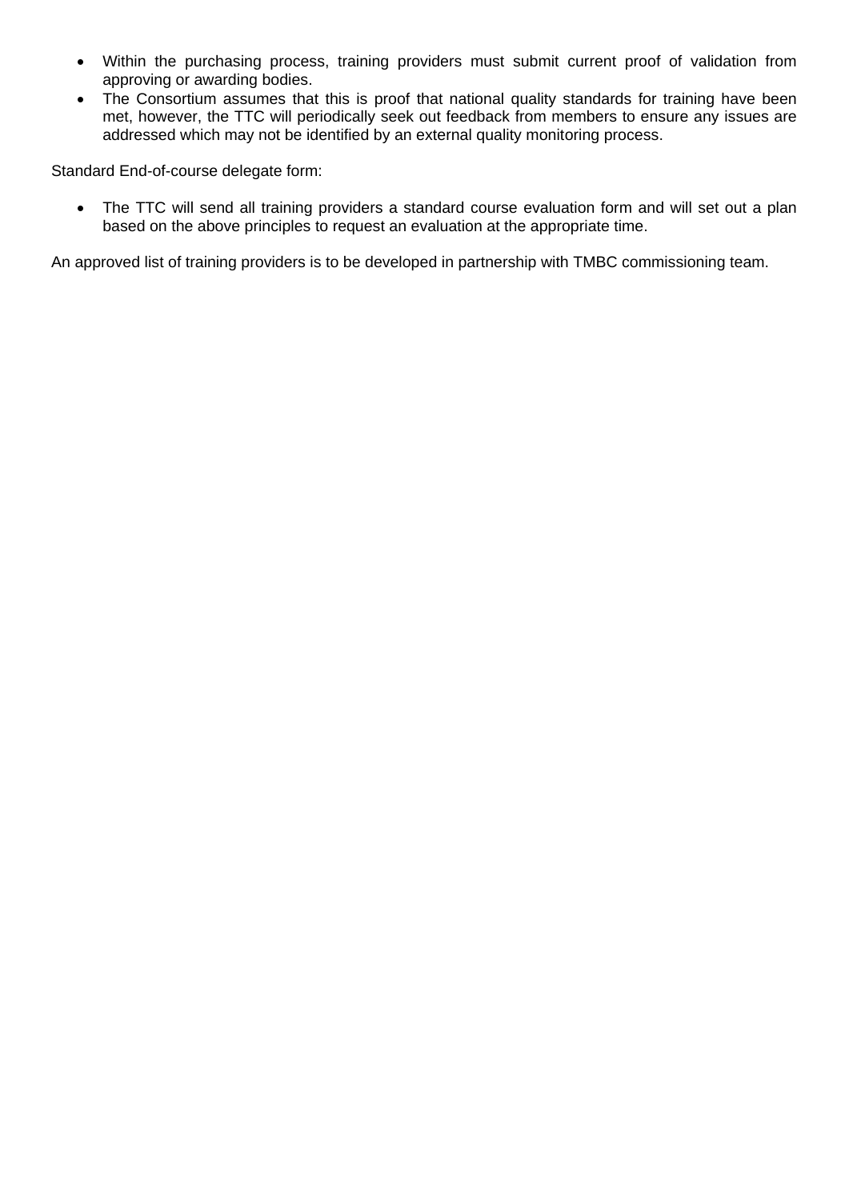- Within the purchasing process, training providers must submit current proof of validation from approving or awarding bodies.
- The Consortium assumes that this is proof that national quality standards for training have been met, however, the TTC will periodically seek out feedback from members to ensure any issues are addressed which may not be identified by an external quality monitoring process.

Standard End-of-course delegate form:

- The TTC will send all training providers a standard course evaluation form and will set out a plan based on the above principles to request an evaluation at the appropriate time.

An approved list of training providers is to be developed in partnership with TMBC commissioning team.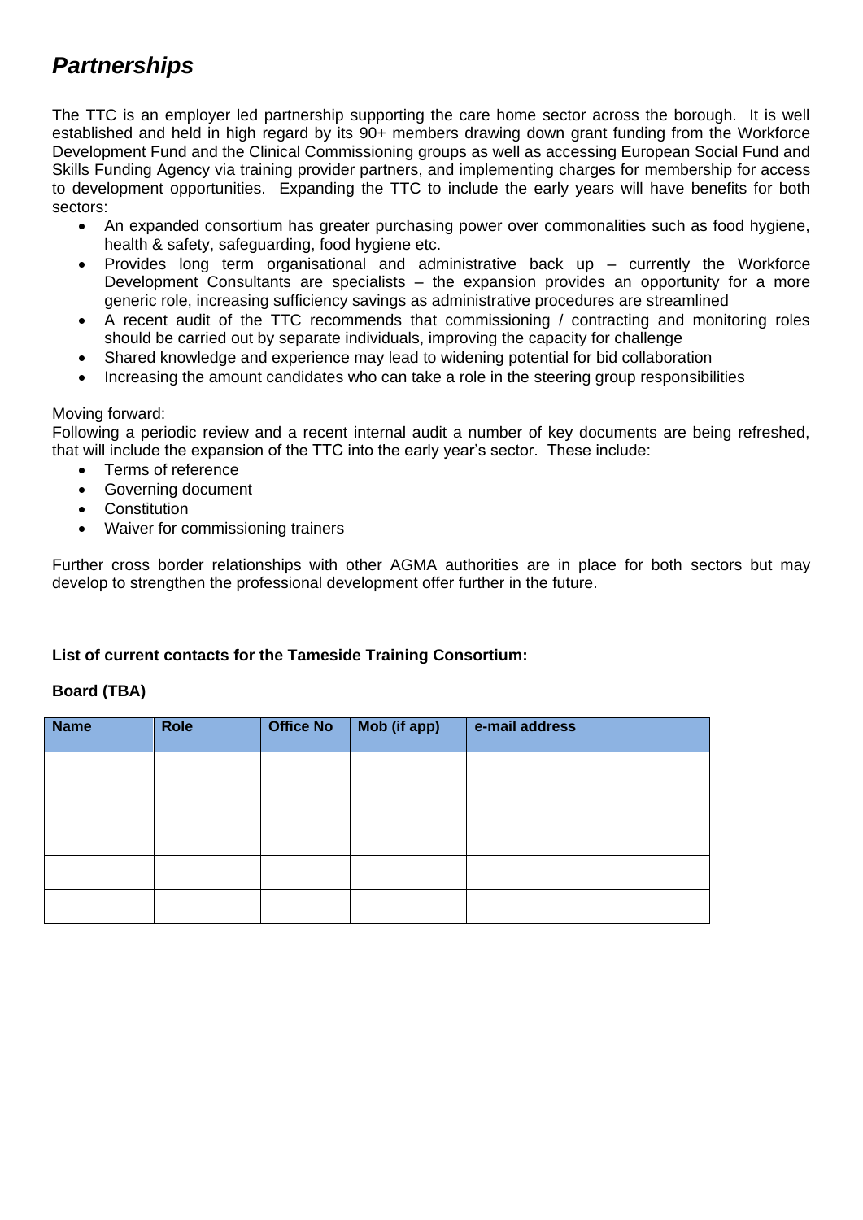# ***Partnerships***

The TTC is an employer led partnership supporting the care home sector across the borough. It is well established and held in high regard by its 90+ members drawing down grant funding from the Workforce Development Fund and the Clinical Commissioning groups as well as accessing European Social Fund and Skills Funding Agency via training provider partners, and implementing charges for membership for access to development opportunities. Expanding the TTC to include the early years will have benefits for both sectors:

- An expanded consortium has greater purchasing power over commonalities such as food hygiene, health & safety, safeguarding, food hygiene etc.
- Provides long term organisational and administrative back up – currently the Workforce Development Consultants are specialists – the expansion provides an opportunity for a more generic role, increasing sufficiency savings as administrative procedures are streamlined
- A recent audit of the TTC recommends that commissioning / contracting and monitoring roles should be carried out by separate individuals, improving the capacity for challenge
- Shared knowledge and experience may lead to widening potential for bid collaboration
- Increasing the amount candidates who can take a role in the steering group responsibilities

Moving forward:
Following a periodic review and a recent internal audit a number of key documents are being refreshed, that will include the expansion of the TTC into the early year's sector. These include:

- Terms of reference
- Governing document
- Constitution
- Waiver for commissioning trainers

Further cross border relationships with other AGMA authorities are in place for both sectors but may develop to strengthen the professional development offer further in the future.

**List of current contacts for the Tameside Training Consortium:**

**Board (TBA)**

| Name | Role | Office No | Mob (if app) | e-mail address |
|---|---|---|---|---|
| | | | | |
| | | | | |
| | | | | |
| | | | | |
| | | | | |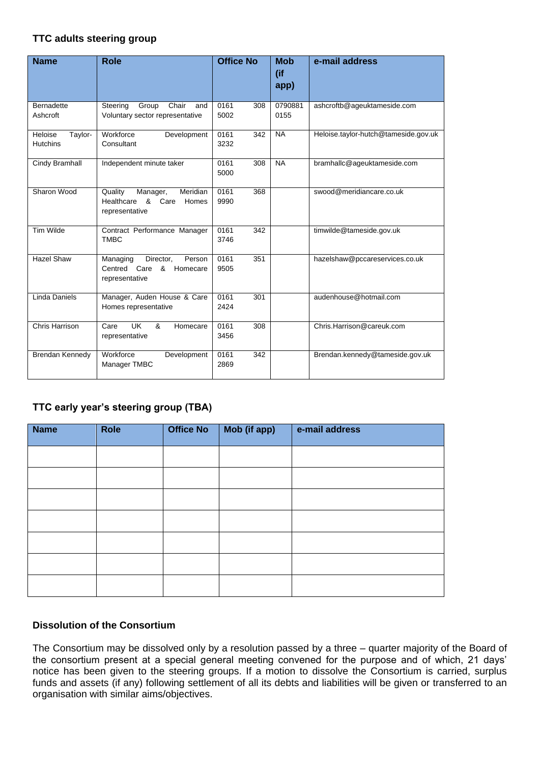### TTC adults steering group

| Name | Role | Office No | Mob (if app) | e-mail address |
|---|---|---|---|---|
| Bernadette Ashcroft | Steering Group Chair and Voluntary sector representative | 0161 308 5002 | 0790881 0155 | ashcroftb@ageuktameside.com |
| Heloise Taylor-Hutchins | Workforce Development Consultant | 0161 342 3232 | NA | Heloise.taylor-hutch@tameside.gov.uk |
| Cindy Bramhall | Independent minute taker | 0161 308 5000 | NA | bramhallc@ageuktameside.com |
| Sharon Wood | Quality Manager, Meridian Healthcare & Care Homes representative | 0161 368 9990 | | swood@meridiancare.co.uk |
| Tim Wilde | Contract Performance Manager TMBC | 0161 342 3746 | | timwilde@tameside.gov.uk |
| Hazel Shaw | Managing Director, Person Centred Care & Homecare representative | 0161 351 9505 | | hazelshaw@pccareservices.co.uk |
| Linda Daniels | Manager, Auden House & Care Homes representative | 0161 301 2424 | | audenhouse@hotmail.com |
| Chris Harrison | Care UK & Homecare representative | 0161 308 3456 | | Chris.Harrison@careuk.com |
| Brendan Kennedy | Workforce Development Manager TMBC | 0161 342 2869 | | Brendan.kennedy@tameside.gov.uk |

### TTC early year's steering group (TBA)

| Name | Role | Office No | Mob (if app) | e-mail address |
|---|---|---|---|---|
| | | | | |
| | | | | |
| | | | | |
| | | | | |
| | | | | |
| | | | | |
| | | | | |

### Dissolution of the Consortium

The Consortium may be dissolved only by a resolution passed by a three – quarter majority of the Board of the consortium present at a special general meeting convened for the purpose and of which, 21 days' notice has been given to the steering groups. If a motion to dissolve the Consortium is carried, surplus funds and assets (if any) following settlement of all its debts and liabilities will be given or transferred to an organisation with similar aims/objectives.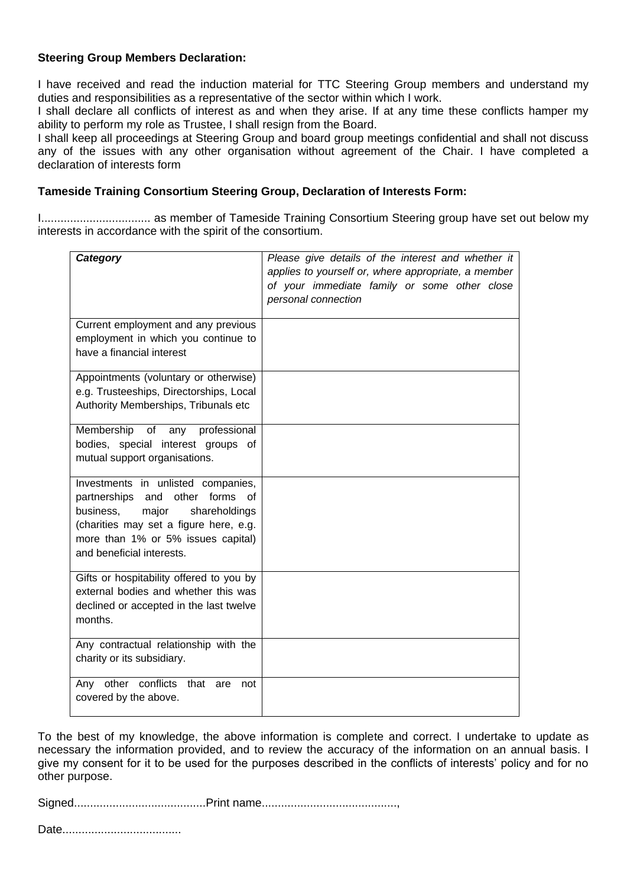**Steering Group Members Declaration:**

I have received and read the induction material for TTC Steering Group members and understand my duties and responsibilities as a representative of the sector within which I work.
I shall declare all conflicts of interest as and when they arise. If at any time these conflicts hamper my ability to perform my role as Trustee, I shall resign from the Board.
I shall keep all proceedings at Steering Group and board group meetings confidential and shall not discuss any of the issues with any other organisation without agreement of the Chair. I have completed a declaration of interests form

**Tameside Training Consortium Steering Group, Declaration of Interests Form:**

I.................................. as member of Tameside Training Consortium Steering group have set out below my interests in accordance with the spirit of the consortium.

| ***Category*** | *Please give details of the interest and whether it applies to yourself or, where appropriate, a member of your immediate family or some other close personal connection* |
|---|---|
| Current employment and any previous employment in which you continue to have a financial interest | |
| Appointments (voluntary or otherwise) e.g. Trusteeships, Directorships, Local Authority Memberships, Tribunals etc | |
| Membership of any professional bodies, special interest groups of mutual support organisations. | |
| Investments in unlisted companies, partnerships and other forms of business, major shareholdings (charities may set a figure here, e.g. more than 1% or 5% issues capital) and beneficial interests. | |
| Gifts or hospitality offered to you by external bodies and whether this was declined or accepted in the last twelve months. | |
| Any contractual relationship with the charity or its subsidiary. | |
| Any other conflicts that are not covered by the above. | |

To the best of my knowledge, the above information is complete and correct. I undertake to update as necessary the information provided, and to review the accuracy of the information on an annual basis. I give my consent for it to be used for the purposes described in the conflicts of interests' policy and for no other purpose.

Signed........................................Print name..........................................,

Date....................................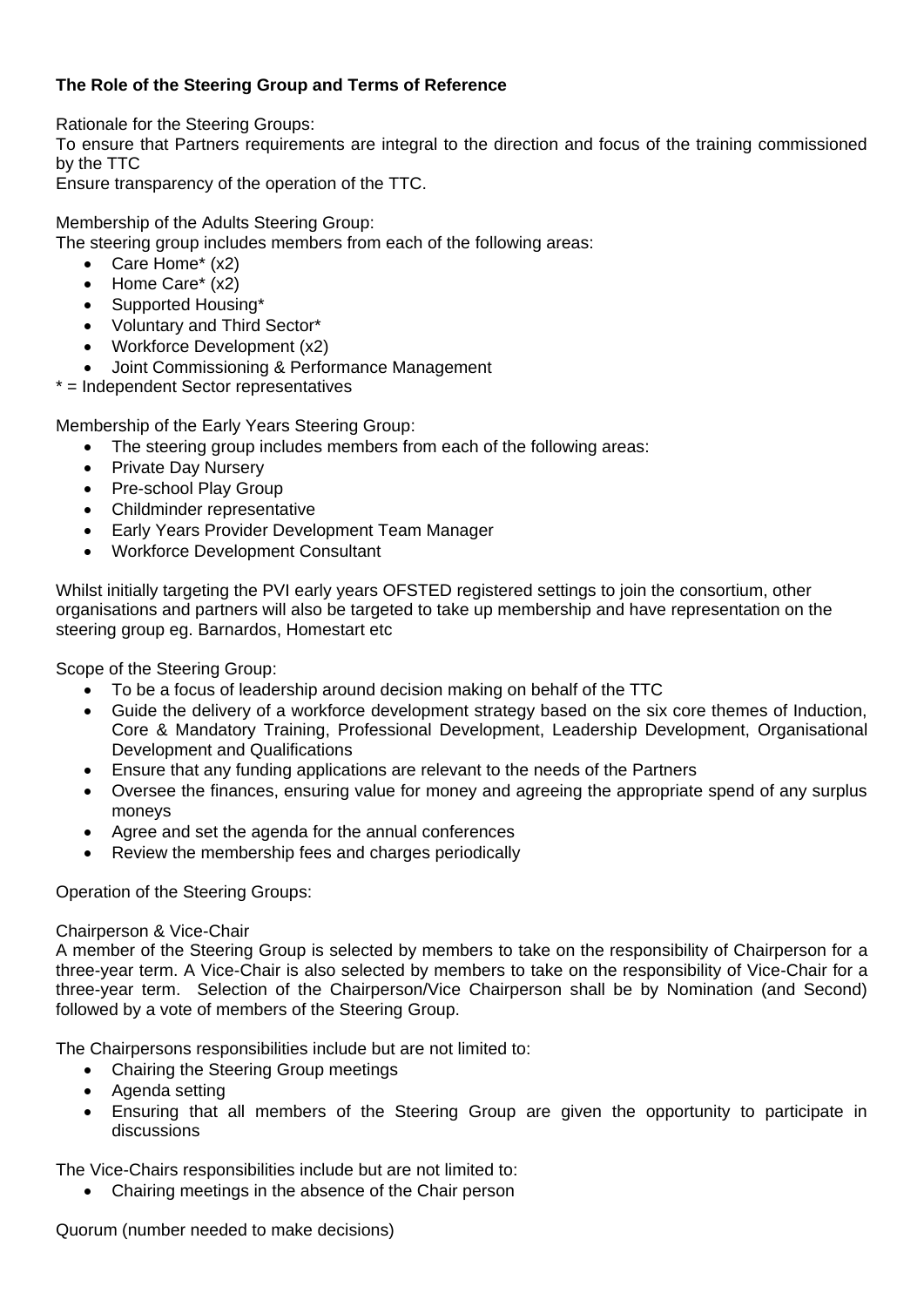**The Role of the Steering Group and Terms of Reference**

Rationale for the Steering Groups:
To ensure that Partners requirements are integral to the direction and focus of the training commissioned by the TTC
Ensure transparency of the operation of the TTC.

Membership of the Adults Steering Group:
The steering group includes members from each of the following areas:

- Care Home* (x2)
- Home Care* (x2)
- Supported Housing*
- Voluntary and Third Sector*
- Workforce Development (x2)
- Joint Commissioning & Performance Management

* = Independent Sector representatives

Membership of the Early Years Steering Group:

- The steering group includes members from each of the following areas:
- Private Day Nursery
- Pre-school Play Group
- Childminder representative
- Early Years Provider Development Team Manager
- Workforce Development Consultant

Whilst initially targeting the PVI early years OFSTED registered settings to join the consortium, other organisations and partners will also be targeted to take up membership and have representation on the steering group eg. Barnardos, Homestart etc

Scope of the Steering Group:

- To be a focus of leadership around decision making on behalf of the TTC
- Guide the delivery of a workforce development strategy based on the six core themes of Induction, Core & Mandatory Training, Professional Development, Leadership Development, Organisational Development and Qualifications
- Ensure that any funding applications are relevant to the needs of the Partners
- Oversee the finances, ensuring value for money and agreeing the appropriate spend of any surplus moneys
- Agree and set the agenda for the annual conferences
- Review the membership fees and charges periodically

Operation of the Steering Groups:

Chairperson & Vice-Chair
A member of the Steering Group is selected by members to take on the responsibility of Chairperson for a three-year term. A Vice-Chair is also selected by members to take on the responsibility of Vice-Chair for a three-year term. Selection of the Chairperson/Vice Chairperson shall be by Nomination (and Second) followed by a vote of members of the Steering Group.

The Chairpersons responsibilities include but are not limited to:

- Chairing the Steering Group meetings
- Agenda setting
- Ensuring that all members of the Steering Group are given the opportunity to participate in discussions

The Vice-Chairs responsibilities include but are not limited to:

- Chairing meetings in the absence of the Chair person

Quorum (number needed to make decisions)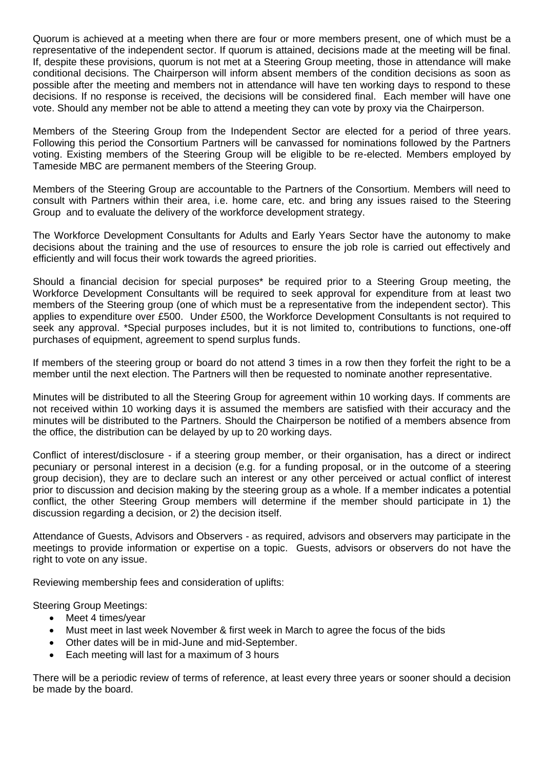Quorum is achieved at a meeting when there are four or more members present, one of which must be a representative of the independent sector. If quorum is attained, decisions made at the meeting will be final. If, despite these provisions, quorum is not met at a Steering Group meeting, those in attendance will make conditional decisions. The Chairperson will inform absent members of the condition decisions as soon as possible after the meeting and members not in attendance will have ten working days to respond to these decisions. If no response is received, the decisions will be considered final. Each member will have one vote. Should any member not be able to attend a meeting they can vote by proxy via the Chairperson.

Members of the Steering Group from the Independent Sector are elected for a period of three years. Following this period the Consortium Partners will be canvassed for nominations followed by the Partners voting. Existing members of the Steering Group will be eligible to be re-elected. Members employed by Tameside MBC are permanent members of the Steering Group.

Members of the Steering Group are accountable to the Partners of the Consortium. Members will need to consult with Partners within their area, i.e. home care, etc. and bring any issues raised to the Steering Group and to evaluate the delivery of the workforce development strategy.

The Workforce Development Consultants for Adults and Early Years Sector have the autonomy to make decisions about the training and the use of resources to ensure the job role is carried out effectively and efficiently and will focus their work towards the agreed priorities.

Should a financial decision for special purposes* be required prior to a Steering Group meeting, the Workforce Development Consultants will be required to seek approval for expenditure from at least two members of the Steering group (one of which must be a representative from the independent sector). This applies to expenditure over £500. Under £500, the Workforce Development Consultants is not required to seek any approval. *Special purposes includes, but it is not limited to, contributions to functions, one-off purchases of equipment, agreement to spend surplus funds.

If members of the steering group or board do not attend 3 times in a row then they forfeit the right to be a member until the next election. The Partners will then be requested to nominate another representative.

Minutes will be distributed to all the Steering Group for agreement within 10 working days. If comments are not received within 10 working days it is assumed the members are satisfied with their accuracy and the minutes will be distributed to the Partners. Should the Chairperson be notified of a members absence from the office, the distribution can be delayed by up to 20 working days.

Conflict of interest/disclosure - if a steering group member, or their organisation, has a direct or indirect pecuniary or personal interest in a decision (e.g. for a funding proposal, or in the outcome of a steering group decision), they are to declare such an interest or any other perceived or actual conflict of interest prior to discussion and decision making by the steering group as a whole. If a member indicates a potential conflict, the other Steering Group members will determine if the member should participate in 1) the discussion regarding a decision, or 2) the decision itself.

Attendance of Guests, Advisors and Observers - as required, advisors and observers may participate in the meetings to provide information or expertise on a topic. Guests, advisors or observers do not have the right to vote on any issue.

Reviewing membership fees and consideration of uplifts:

Steering Group Meetings:

- Meet 4 times/year
- Must meet in last week November & first week in March to agree the focus of the bids
- Other dates will be in mid-June and mid-September.
- Each meeting will last for a maximum of 3 hours

There will be a periodic review of terms of reference, at least every three years or sooner should a decision be made by the board.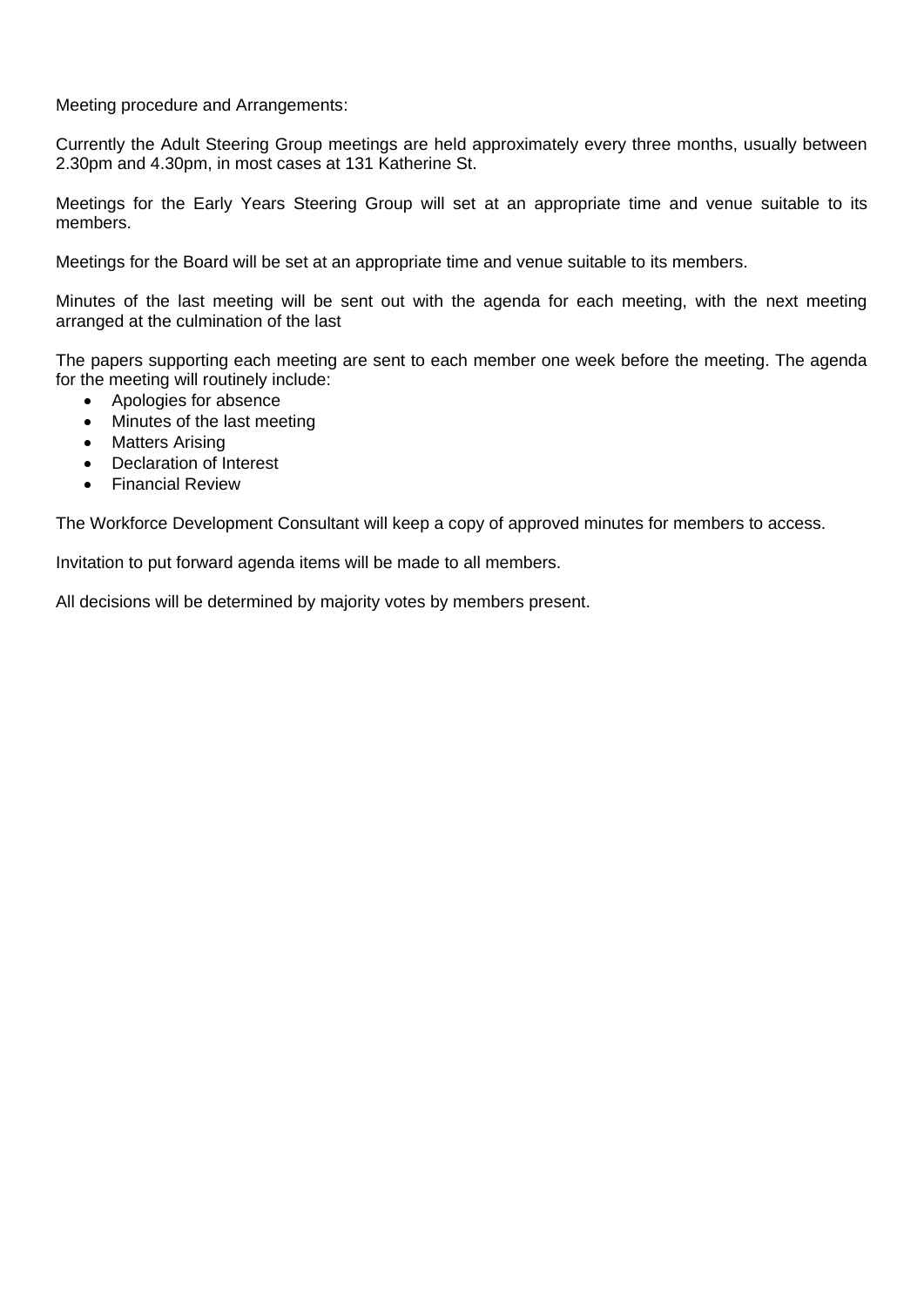Meeting procedure and Arrangements:

Currently the Adult Steering Group meetings are held approximately every three months, usually between 2.30pm and 4.30pm, in most cases at 131 Katherine St.

Meetings for the Early Years Steering Group will set at an appropriate time and venue suitable to its members.

Meetings for the Board will be set at an appropriate time and venue suitable to its members.

Minutes of the last meeting will be sent out with the agenda for each meeting, with the next meeting arranged at the culmination of the last

The papers supporting each meeting are sent to each member one week before the meeting. The agenda for the meeting will routinely include:

- Apologies for absence
- Minutes of the last meeting
- Matters Arising
- Declaration of Interest
- Financial Review

The Workforce Development Consultant will keep a copy of approved minutes for members to access.

Invitation to put forward agenda items will be made to all members.

All decisions will be determined by majority votes by members present.